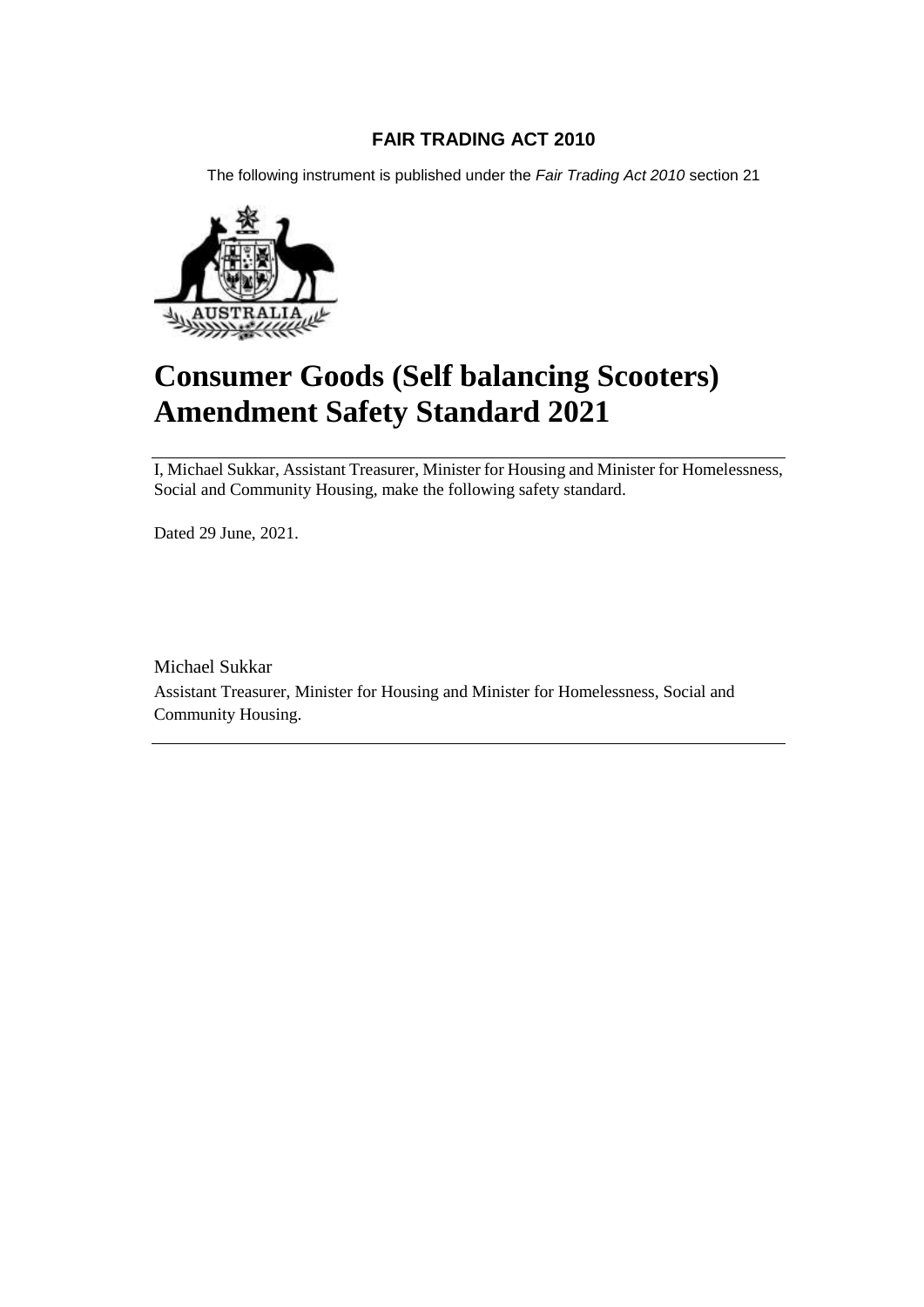**FAIR TRADING ACT 2010**

The following instrument is published under the *Fair Trading Act 2010* section 21

# Consumer Goods (Self balancing Scooters) Amendment Safety Standard 2021

I, Michael Sukkar, Assistant Treasurer, Minister for Housing and Minister for Homelessness, Social and Community Housing, make the following safety standard.

Dated 29 June, 2021.

Michael Sukkar

Assistant Treasurer, Minister for Housing and Minister for Homelessness, Social and Community Housing.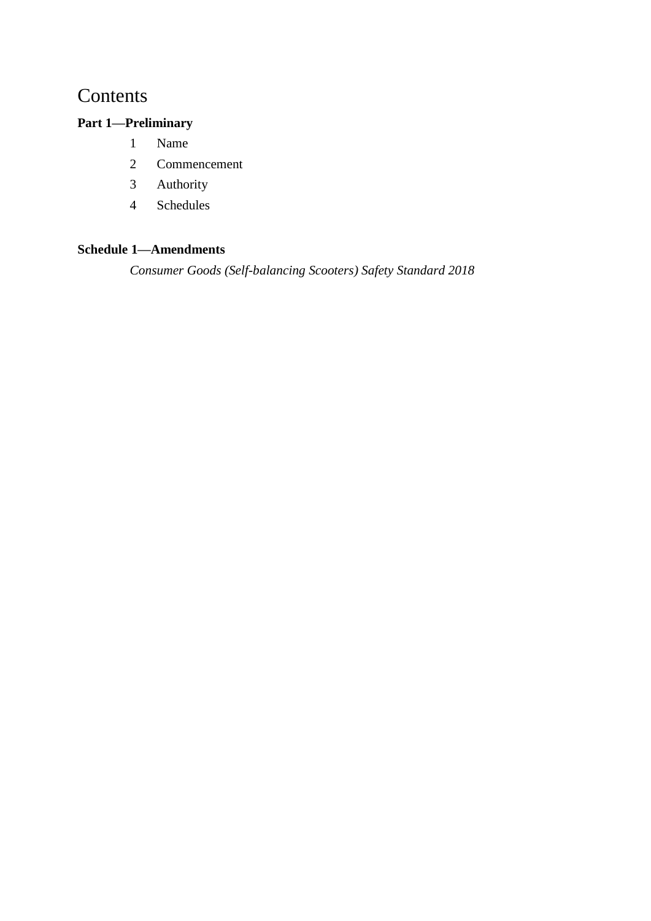# Contents

**Part 1—Preliminary**

1 Name

2 Commencement

3 Authority

4 Schedules

**Schedule 1—Amendments**

*Consumer Goods (Self-balancing Scooters) Safety Standard 2018*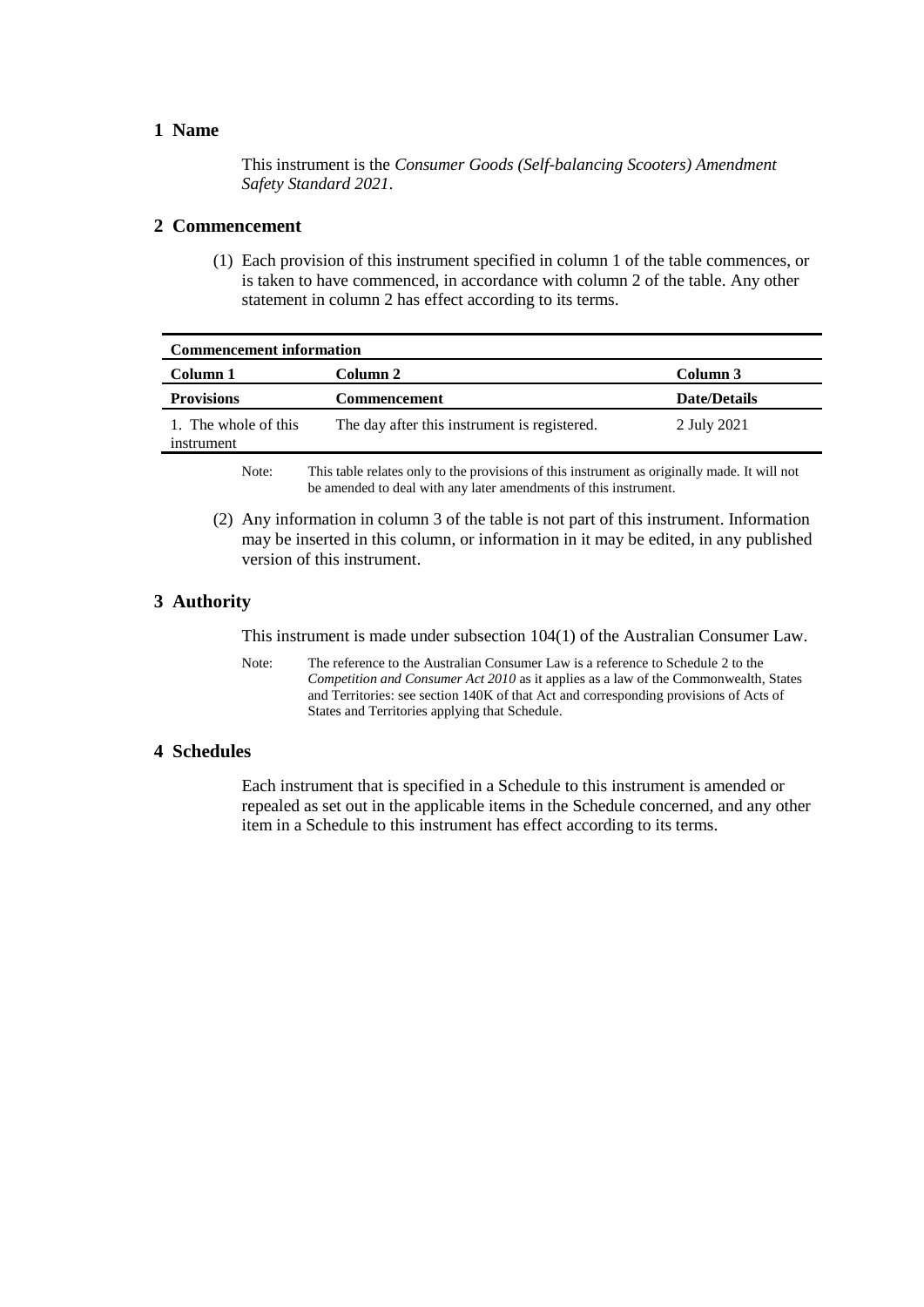## 1 Name

This instrument is the *Consumer Goods (Self-balancing Scooters) Amendment Safety Standard 2021*.

## 2 Commencement

(1) Each provision of this instrument specified in column 1 of the table commences, or is taken to have commenced, in accordance with column 2 of the table. Any other statement in column 2 has effect according to its terms.

| Commencement information | | |
|---|---|---|
| **Column 1** | **Column 2** | **Column 3** |
| **Provisions** | **Commencement** | **Date/Details** |
| 1. The whole of this instrument | The day after this instrument is registered. | 2 July 2021 |

Note: This table relates only to the provisions of this instrument as originally made. It will not be amended to deal with any later amendments of this instrument.

(2) Any information in column 3 of the table is not part of this instrument. Information may be inserted in this column, or information in it may be edited, in any published version of this instrument.

## 3 Authority

This instrument is made under subsection 104(1) of the Australian Consumer Law.

Note: The reference to the Australian Consumer Law is a reference to Schedule 2 to the *Competition and Consumer Act 2010* as it applies as a law of the Commonwealth, States and Territories: see section 140K of that Act and corresponding provisions of Acts of States and Territories applying that Schedule.

## 4 Schedules

Each instrument that is specified in a Schedule to this instrument is amended or repealed as set out in the applicable items in the Schedule concerned, and any other item in a Schedule to this instrument has effect according to its terms.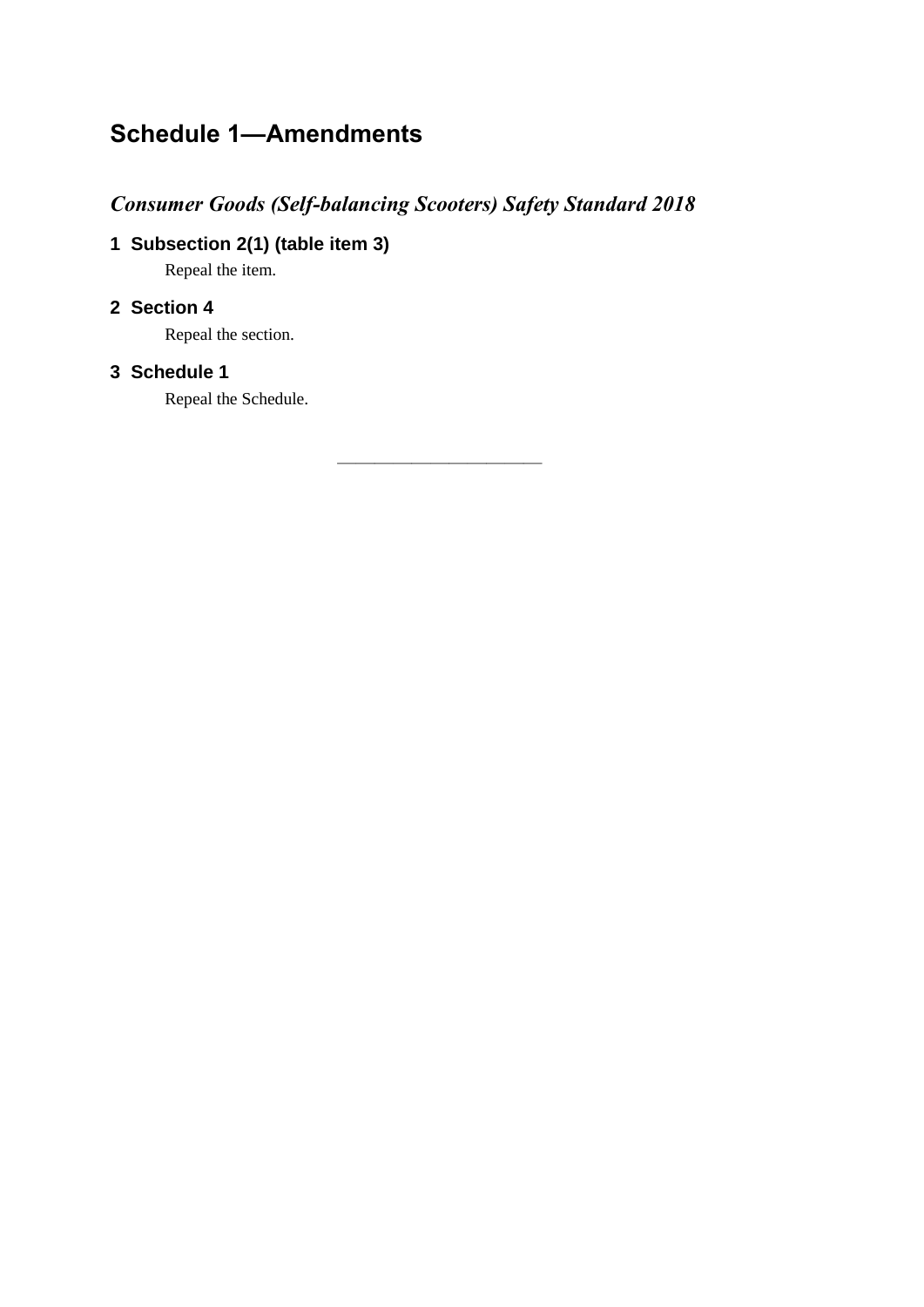# Schedule 1—Amendments

## *Consumer Goods (Self-balancing Scooters) Safety Standard 2018*

### 1 Subsection 2(1) (table item 3)

Repeal the item.

### 2 Section 4

Repeal the section.

### 3 Schedule 1

Repeal the Schedule.